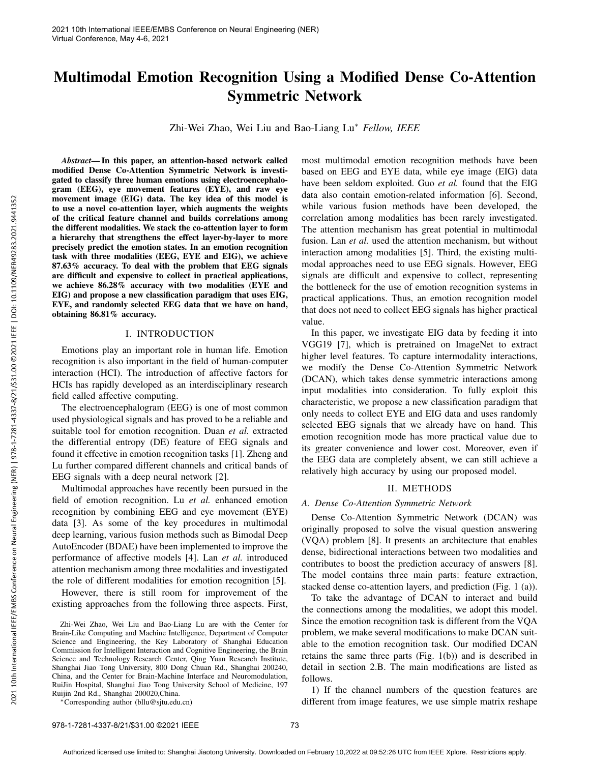# Multimodal Emotion Recognition Using a Modified Dense Co-Attention Symmetric Network

Zhi-Wei Zhao, Wei Liu and Bao-Liang Lu* *Fellow, IEEE*

***Abstract*— In this paper, an attention-based network called modified Dense Co-Attention Symmetric Network is investigated to classify three human emotions using electroencephalogram (EEG), eye movement features (EYE), and raw eye movement image (EIG) data. The key idea of this model is to use a novel co-attention layer, which augments the weights of the critical feature channel and builds correlations among the different modalities. We stack the co-attention layer to form a hierarchy that strengthens the effect layer-by-layer to more precisely predict the emotion states. In an emotion recognition task with three modalities (EEG, EYE and EIG), we achieve 87.63% accuracy. To deal with the problem that EEG signals are difficult and expensive to collect in practical applications, we achieve 86.28% accuracy with two modalities (EYE and EIG) and propose a new classification paradigm that uses EIG, EYE, and randomly selected EEG data that we have on hand, obtaining 86.81% accuracy.**

## I. INTRODUCTION

Emotions play an important role in human life. Emotion recognition is also important in the field of human-computer interaction (HCI). The introduction of affective factors for HCIs has rapidly developed as an interdisciplinary research field called affective computing.

The electroencephalogram (EEG) is one of most common used physiological signals and has proved to be a reliable and suitable tool for emotion recognition. Duan *et al.* extracted the differential entropy (DE) feature of EEG signals and found it effective in emotion recognition tasks [1]. Zheng and Lu further compared different channels and critical bands of EEG signals with a deep neural network [2].

Multimodal approaches have recently been pursued in the field of emotion recognition. Lu *et al.* enhanced emotion recognition by combining EEG and eye movement (EYE) data [3]. As some of the key procedures in multimodal deep learning, various fusion methods such as Bimodal Deep AutoEncoder (BDAE) have been implemented to improve the performance of affective models [4]. Lan *et al.* introduced attention mechanism among three modalities and investigated the role of different modalities for emotion recognition [5].

However, there is still room for improvement of the existing approaches from the following three aspects. First, most multimodal emotion recognition methods have been based on EEG and EYE data, while eye image (EIG) data have been seldom exploited. Guo *et al.* found that the EIG data also contain emotion-related information [6]. Second, while various fusion methods have been developed, the correlation among modalities has been rarely investigated. The attention mechanism has great potential in multimodal fusion. Lan *et al.* used the attention mechanism, but without interaction among modalities [5]. Third, the existing multimodal approaches need to use EEG signals. However, EEG signals are difficult and expensive to collect, representing the bottleneck for the use of emotion recognition systems in practical applications. Thus, an emotion recognition model that does not need to collect EEG signals has higher practical value.

In this paper, we investigate EIG data by feeding it into VGG19 [7], which is pretrained on ImageNet to extract higher level features. To capture intermodality interactions, we modify the Dense Co-Attention Symmetric Network (DCAN), which takes dense symmetric interactions among input modalities into consideration. To fully exploit this characteristic, we propose a new classification paradigm that only needs to collect EYE and EIG data and uses randomly selected EEG signals that we already have on hand. This emotion recognition mode has more practical value due to its greater convenience and lower cost. Moreover, even if the EEG data are completely absent, we can still achieve a relatively high accuracy by using our proposed model.

## II. METHODS

### *A. Dense Co-Attention Symmetric Network*

Dense Co-Attention Symmetric Network (DCAN) was originally proposed to solve the visual question answering (VQA) problem [8]. It presents an architecture that enables dense, bidirectional interactions between two modalities and contributes to boost the prediction accuracy of answers [8]. The model contains three main parts: feature extraction, stacked dense co-attention layers, and prediction (Fig. 1 (a)).

To take the advantage of DCAN to interact and build the connections among the modalities, we adopt this model. Since the emotion recognition task is different from the VQA problem, we make several modifications to make DCAN suitable to the emotion recognition task. Our modified DCAN retains the same three parts (Fig. 1(b)) and is described in detail in section 2.B. The main modifications are listed as follows.

1) If the channel numbers of the question features are different from image features, we use simple matrix reshape

Zhi-Wei Zhao, Wei Liu and Bao-Liang Lu are with the Center for Brain-Like Computing and Machine Intelligence, Department of Computer Science and Engineering, the Key Laboratory of Shanghai Education Commission for Intelligent Interaction and Cognitive Engineering, the Brain Science and Technology Research Center, Qing Yuan Research Institute, Shanghai Jiao Tong University, 800 Dong Chuan Rd., Shanghai 200240, China, and the Center for Brain-Machine Interface and Neuromodulation, RuiJin Hospital, Shanghai Jiao Tong University School of Medicine, 197 Ruijin 2nd Rd., Shanghai 200020,China.

*Corresponding author (bllu@sjtu.edu.cn)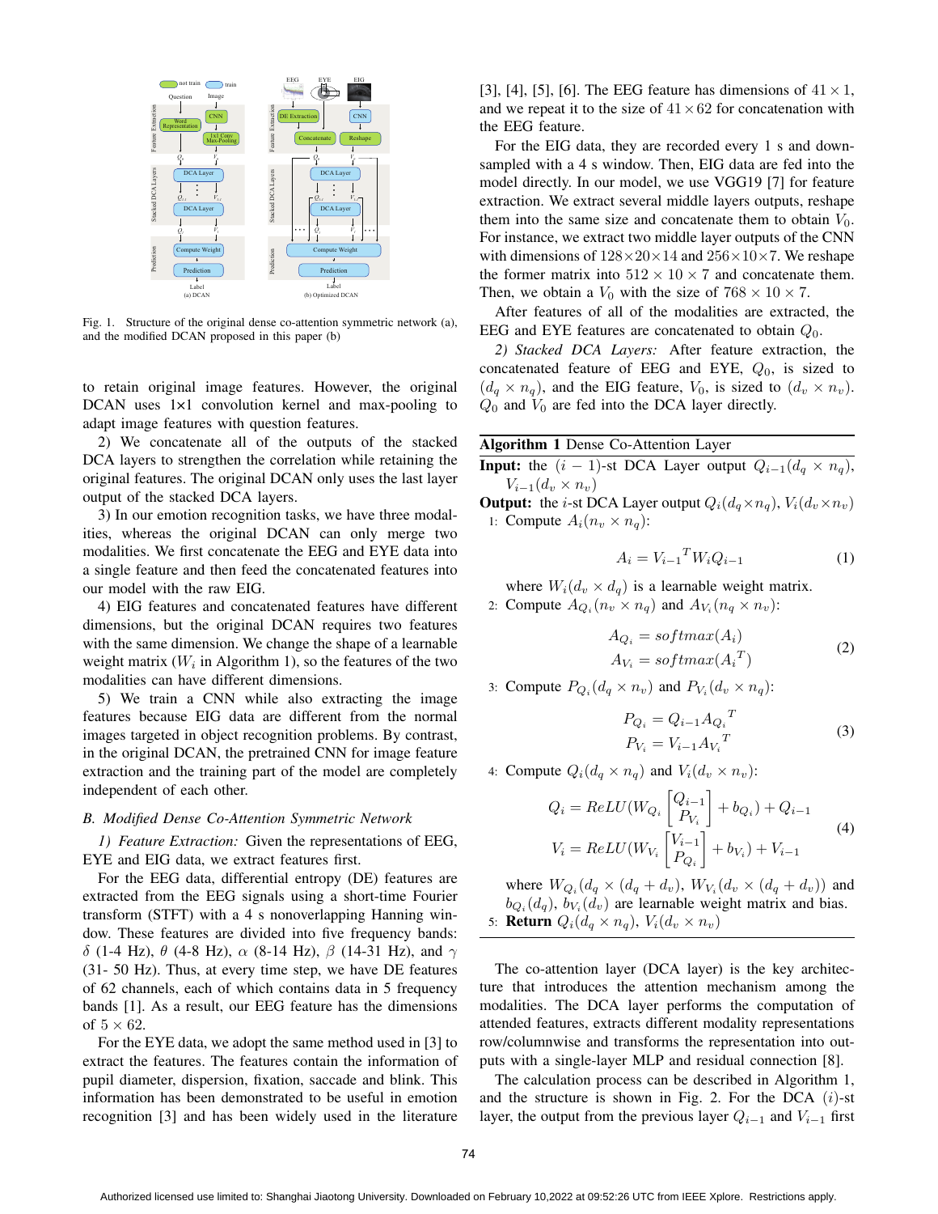Fig. 1. Structure of the original dense co-attention symmetric network (a), and the modified DCAN proposed in this paper (b)

to retain original image features. However, the original DCAN uses 1×1 convolution kernel and max-pooling to adapt image features with question features.

2) We concatenate all of the outputs of the stacked DCA layers to strengthen the correlation while retaining the original features. The original DCAN only uses the last layer output of the stacked DCA layers.

3) In our emotion recognition tasks, we have three modalities, whereas the original DCAN can only merge two modalities. We first concatenate the EEG and EYE data into a single feature and then feed the concatenated features into our model with the raw EIG.

4) EIG features and concatenated features have different dimensions, but the original DCAN requires two features with the same dimension. We change the shape of a learnable weight matrix ($W_i$ in Algorithm 1), so the features of the two modalities can have different dimensions.

5) We train a CNN while also extracting the image features because EIG data are different from the normal images targeted in object recognition problems. By contrast, in the original DCAN, the pretrained CNN for image feature extraction and the training part of the model are completely independent of each other.

### B. Modified Dense Co-Attention Symmetric Network

*1) Feature Extraction:* Given the representations of EEG, EYE and EIG data, we extract features first.

For the EEG data, differential entropy (DE) features are extracted from the EEG signals using a short-time Fourier transform (STFT) with a 4 s nonoverlapping Hanning window. These features are divided into five frequency bands: $\delta$ (1-4 Hz), $\theta$ (4-8 Hz), $\alpha$ (8-14 Hz), $\beta$ (14-31 Hz), and $\gamma$ (31- 50 Hz). Thus, at every time step, we have DE features of 62 channels, each of which contains data in 5 frequency bands [1]. As a result, our EEG feature has the dimensions of $5 \times 62$.

For the EYE data, we adopt the same method used in [3] to extract the features. The features contain the information of pupil diameter, dispersion, fixation, saccade and blink. This information has been demonstrated to be useful in emotion recognition [3] and has been widely used in the literature [3], [4], [5], [6]. The EEG feature has dimensions of $41 \times 1$, and we repeat it to the size of $41 \times 62$ for concatenation with the EEG feature.

For the EIG data, they are recorded every 1 s and downsampled with a 4 s window. Then, EIG data are fed into the model directly. In our model, we use VGG19 [7] for feature extraction. We extract several middle layers outputs, reshape them into the same size and concatenate them to obtain $V_0$. For instance, we extract two middle layer outputs of the CNN with dimensions of $128 \times 20 \times 14$ and $256 \times 10 \times 7$. We reshape the former matrix into $512 \times 10 \times 7$ and concatenate them. Then, we obtain a $V_0$ with the size of $768 \times 10 \times 7$.

After features of all of the modalities are extracted, the EEG and EYE features are concatenated to obtain $Q_0$.

*2) Stacked DCA Layers:* After feature extraction, the concatenated feature of EEG and EYE, $Q_0$, is sized to $(d_q \times n_q)$, and the EIG feature, $V_0$, is sized to $(d_v \times n_v)$. $Q_0$ and $V_0$ are fed into the DCA layer directly.

---

**Algorithm 1** Dense Co-Attention Layer

---

**Input:** the $(i-1)$-st DCA Layer output $Q_{i-1}(d_q \times n_q)$, $V_{i-1}(d_v \times n_v)$

**Output:** the $i$-st DCA Layer output $Q_i(d_q \times n_q)$, $V_i(d_v \times n_v)$

1: Compute $A_i(n_v \times n_q)$:

$$A_i = {V_{i-1}}^T W_i Q_{i-1} \tag{1}$$

where $W_i(d_v \times d_q)$ is a learnable weight matrix.

2: Compute $A_{Q_i}(n_v \times n_q)$ and $A_{V_i}(n_q \times n_v)$:

$$\begin{aligned} A_{Q_i} &= softmax(A_i) \\ A_{V_i} &= softmax({A_i}^T) \end{aligned} \tag{2}$$

3: Compute $P_{Q_i}(d_q \times n_v)$ and $P_{V_i}(d_v \times n_q)$:

$$\begin{aligned} P_{Q_i} &= Q_{i-1}{A_{Q_i}}^T \\ P_{V_i} &= V_{i-1}{A_{V_i}}^T \end{aligned} \tag{3}$$

4: Compute $Q_i(d_q \times n_q)$ and $V_i(d_v \times n_v)$:

$$\begin{aligned} Q_i &= ReLU(W_{Q_i}\begin{bmatrix} Q_{i-1} \\ P_{V_i} \end{bmatrix} + b_{Q_i}) + Q_{i-1} \\ V_i &= ReLU(W_{V_i}\begin{bmatrix} V_{i-1} \\ P_{Q_i} \end{bmatrix} + b_{V_i}) + V_{i-1} \end{aligned} \tag{4}$$

where $W_{Q_i}(d_q \times (d_q + d_v))$, $W_{V_i}(d_v \times (d_q + d_v))$ and $b_{Q_i}(d_q)$, $b_{V_i}(d_v)$ are learnable weight matrix and bias.

5: **Return** $Q_i(d_q \times n_q)$, $V_i(d_v \times n_v)$

---

The co-attention layer (DCA layer) is the key architecture that introduces the attention mechanism among the modalities. The DCA layer performs the computation of attended features, extracts different modality representations row/columnwise and transforms the representation into outputs with a single-layer MLP and residual connection [8].

The calculation process can be described in Algorithm 1, and the structure is shown in Fig. 2. For the DCA $(i)$-st layer, the output from the previous layer $Q_{i-1}$ and $V_{i-1}$ first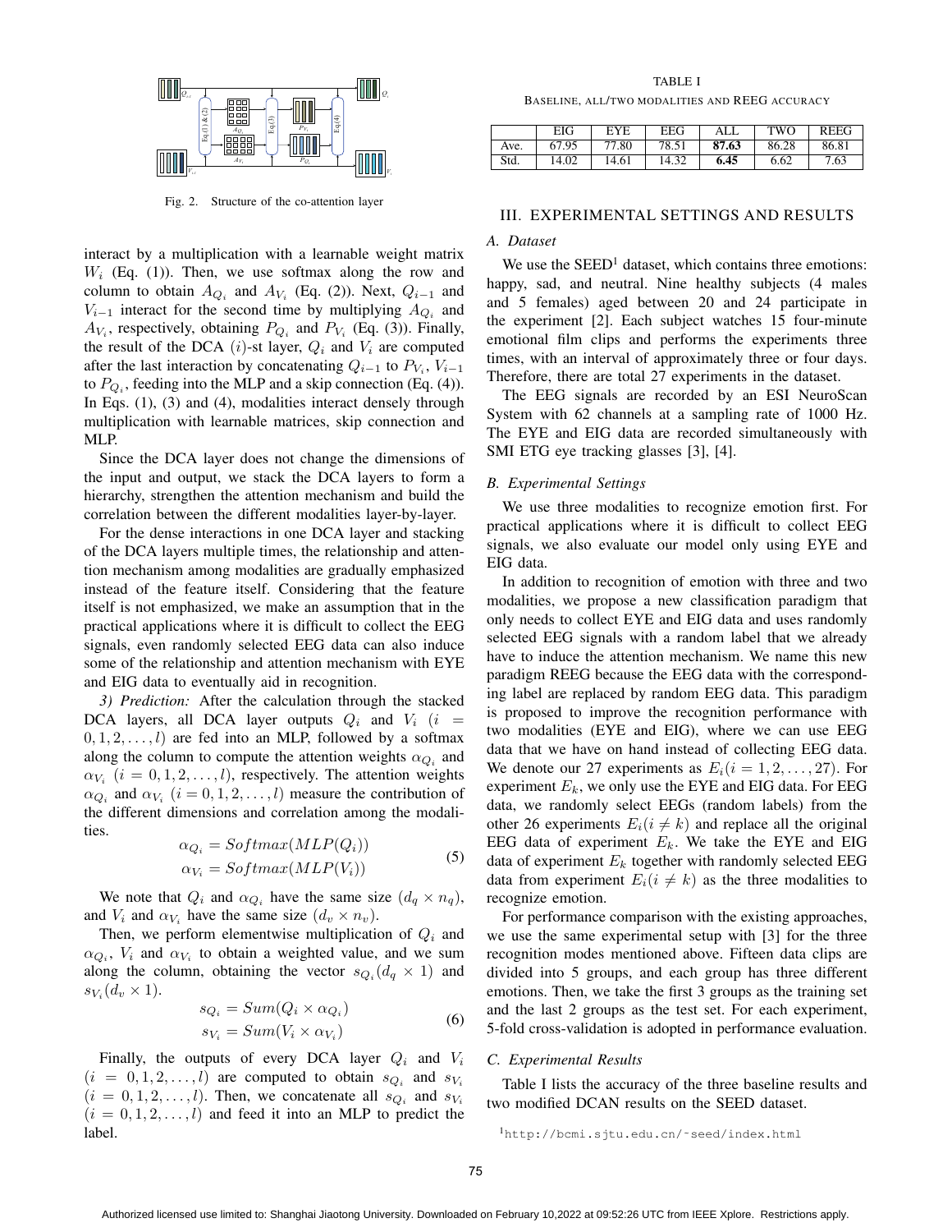Fig. 2. Structure of the co-attention layer

interact by a multiplication with a learnable weight matrix $W_i$ (Eq. (1)). Then, we use softmax along the row and column to obtain $A_{Q_i}$ and $A_{V_i}$ (Eq. (2)). Next, $Q_{i-1}$ and $V_{i-1}$ interact for the second time by multiplying $A_{Q_i}$ and $A_{V_i}$, respectively, obtaining $P_{Q_i}$ and $P_{V_i}$ (Eq. (3)). Finally, the result of the DCA $(i)$-st layer, $Q_i$ and $V_i$ are computed after the last interaction by concatenating $Q_{i-1}$ to $P_{V_i}$, $V_{i-1}$ to $P_{Q_i}$, feeding into the MLP and a skip connection (Eq. (4)). In Eqs. (1), (3) and (4), modalities interact densely through multiplication with learnable matrices, skip connection and MLP.

Since the DCA layer does not change the dimensions of the input and output, we stack the DCA layers to form a hierarchy, strengthen the attention mechanism and build the correlation between the different modalities layer-by-layer.

For the dense interactions in one DCA layer and stacking of the DCA layers multiple times, the relationship and attention mechanism among modalities are gradually emphasized instead of the feature itself. Considering that the feature itself is not emphasized, we make an assumption that in the practical applications where it is difficult to collect the EEG signals, even randomly selected EEG data can also induce some of the relationship and attention mechanism with EYE and EIG data to eventually aid in recognition.

*3) Prediction:* After the calculation through the stacked DCA layers, all DCA layer outputs $Q_i$ and $V_i$ $(i = 0, 1, 2, \ldots, l)$ are fed into an MLP, followed by a softmax along the column to compute the attention weights $\alpha_{Q_i}$ and $\alpha_{V_i}$ $(i = 0, 1, 2, \ldots, l)$, respectively. The attention weights $\alpha_{Q_i}$ and $\alpha_{V_i}$ $(i = 0, 1, 2, \ldots, l)$ measure the contribution of the different dimensions and correlation among the modalities.

$$
\begin{aligned}
\alpha_{Q_i} &= Softmax(MLP(Q_i)) \\
\alpha_{V_i} &= Softmax(MLP(V_i))
\end{aligned}
\tag{5}
$$

We note that $Q_i$ and $\alpha_{Q_i}$ have the same size $(d_q \times n_q)$, and $V_i$ and $\alpha_{V_i}$ have the same size $(d_v \times n_v)$.

Then, we perform elementwise multiplication of $Q_i$ and $\alpha_{Q_i}$, $V_i$ and $\alpha_{V_i}$ to obtain a weighted value, and we sum along the column, obtaining the vector $s_{Q_i}(d_q \times 1)$ and $s_{V_i}(d_v \times 1)$.

$$
\begin{aligned}
s_{Q_i} &= Sum(Q_i \times \alpha_{Q_i}) \\
s_{V_i} &= Sum(V_i \times \alpha_{V_i})
\end{aligned}
\tag{6}
$$

Finally, the outputs of every DCA layer $Q_i$ and $V_i$ $(i = 0, 1, 2, \ldots, l)$ are computed to obtain $s_{Q_i}$ and $s_{V_i}$ $(i = 0, 1, 2, \ldots, l)$. Then, we concatenate all $s_{Q_i}$ and $s_{V_i}$ $(i = 0, 1, 2, \ldots, l)$ and feed it into an MLP to predict the label.

TABLE I
BASELINE, ALL/TWO MODALITIES AND REEG ACCURACY

| | EIG | EYE | EEG | ALL | TWO | REEG |
|---|---|---|---|---|---|---|
| Ave. | 67.95 | 77.80 | 78.51 | **87.63** | 86.28 | 86.81 |
| Std. | 14.02 | 14.61 | 14.32 | **6.45** | 6.62 | 7.63 |

## III. EXPERIMENTAL SETTINGS AND RESULTS

### A. Dataset

We use the SEED[1] dataset, which contains three emotions: happy, sad, and neutral. Nine healthy subjects (4 males and 5 females) aged between 20 and 24 participate in the experiment [2]. Each subject watches 15 four-minute emotional film clips and performs the experiments three times, with an interval of approximately three or four days. Therefore, there are total 27 experiments in the dataset.

The EEG signals are recorded by an ESI NeuroScan System with 62 channels at a sampling rate of 1000 Hz. The EYE and EIG data are recorded simultaneously with SMI ETG eye tracking glasses [3], [4].

### B. Experimental Settings

We use three modalities to recognize emotion first. For practical applications where it is difficult to collect EEG signals, we also evaluate our model only using EYE and EIG data.

In addition to recognition of emotion with three and two modalities, we propose a new classification paradigm that only needs to collect EYE and EIG data and uses randomly selected EEG signals with a random label that we already have to induce the attention mechanism. We name this new paradigm REEG because the EEG data with the corresponding label are replaced by random EEG data. This paradigm is proposed to improve the recognition performance with two modalities (EYE and EIG), where we can use EEG data that we have on hand instead of collecting EEG data. We denote our 27 experiments as $E_i (i = 1, 2, \ldots, 27)$. For experiment $E_k$, we only use the EYE and EIG data. For EEG data, we randomly select EEGs (random labels) from the other 26 experiments $E_i (i \neq k)$ and replace all the original EEG data of experiment $E_k$. We take the EYE and EIG data of experiment $E_k$ together with randomly selected EEG data from experiment $E_i (i \neq k)$ as the three modalities to recognize emotion.

For performance comparison with the existing approaches, we use the same experimental setup with [3] for the three recognition modes mentioned above. Fifteen data clips are divided into 5 groups, and each group has three different emotions. Then, we take the first 3 groups as the training set and the last 2 groups as the test set. For each experiment, 5-fold cross-validation is adopted in performance evaluation.

### C. Experimental Results

Table I lists the accuracy of the three baseline results and two modified DCAN results on the SEED dataset.

[1] http://bcmi.sjtu.edu.cn/~seed/index.html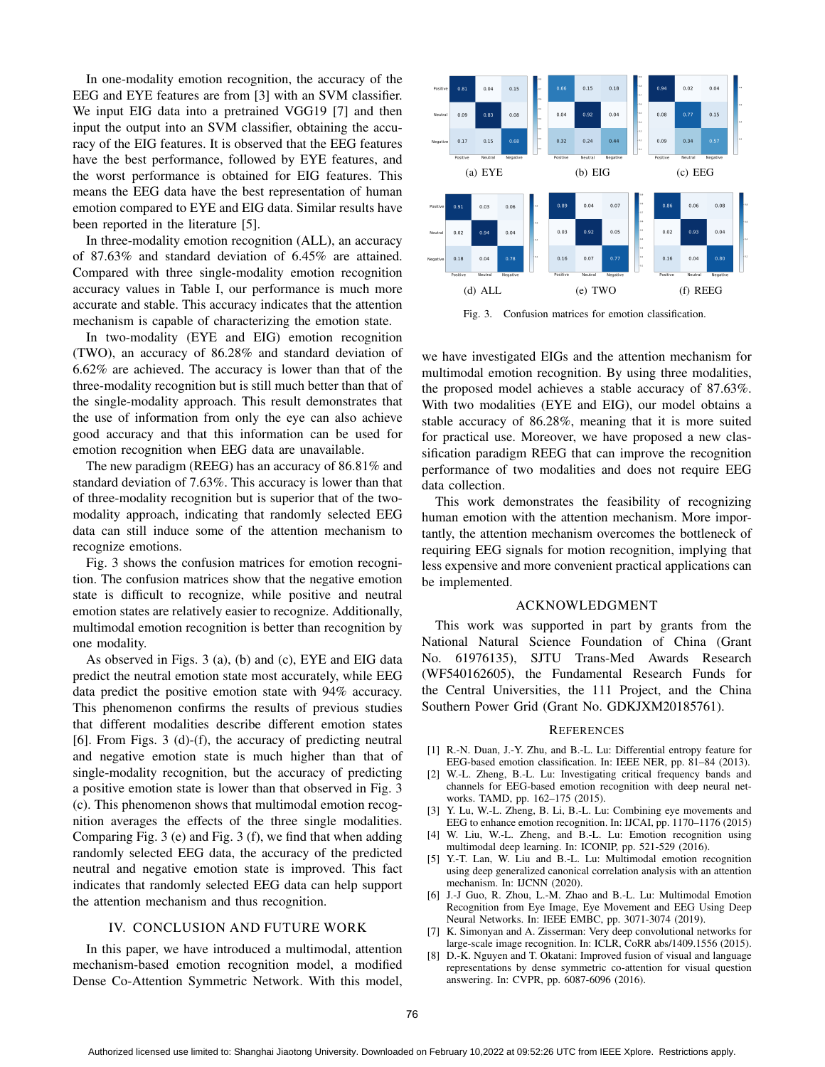In one-modality emotion recognition, the accuracy of the EEG and EYE features are from [3] with an SVM classifier. We input EIG data into a pretrained VGG19 [7] and then input the output into an SVM classifier, obtaining the accuracy of the EIG features. It is observed that the EEG features have the best performance, followed by EYE features, and the worst performance is obtained for EIG features. This means the EEG data have the best representation of human emotion compared to EYE and EIG data. Similar results have been reported in the literature [5].

In three-modality emotion recognition (ALL), an accuracy of 87.63% and standard deviation of 6.45% are attained. Compared with three single-modality emotion recognition accuracy values in Table I, our performance is much more accurate and stable. This accuracy indicates that the attention mechanism is capable of characterizing the emotion state.

In two-modality (EYE and EIG) emotion recognition (TWO), an accuracy of 86.28% and standard deviation of 6.62% are achieved. The accuracy is lower than that of the three-modality recognition but is still much better than that of the single-modality approach. This result demonstrates that the use of information from only the eye can also achieve good accuracy and that this information can be used for emotion recognition when EEG data are unavailable.

The new paradigm (REEG) has an accuracy of 86.81% and standard deviation of 7.63%. This accuracy is lower than that of three-modality recognition but is superior that of the two-modality approach, indicating that randomly selected EEG data can still induce some of the attention mechanism to recognize emotions.

Fig. 3 shows the confusion matrices for emotion recognition. The confusion matrices show that the negative emotion state is difficult to recognize, while positive and neutral emotion states are relatively easier to recognize. Additionally, multimodal emotion recognition is better than recognition by one modality.

As observed in Figs. 3 (a), (b) and (c), EYE and EIG data predict the neutral emotion state most accurately, while EEG data predict the positive emotion state with 94% accuracy. This phenomenon confirms the results of previous studies that different modalities describe different emotion states [6]. From Figs. 3 (d)-(f), the accuracy of predicting neutral and negative emotion state is much higher than that of single-modality recognition, but the accuracy of predicting a positive emotion state is lower than that observed in Fig. 3 (c). This phenomenon shows that multimodal emotion recognition averages the effects of the three single modalities. Comparing Fig. 3 (e) and Fig. 3 (f), we find that when adding randomly selected EEG data, the accuracy of the predicted neutral and negative emotion state is improved. This fact indicates that randomly selected EEG data can help support the attention mechanism and thus recognition.

Positive Neutral Negative

(a) EYE

0.81 0.04 0.15
0.09 0.83 0.08
0.17 0.15 0.68

(b) EIG

0.66 0.15 0.18
0.04 0.92 0.04
0.32 0.24 0.44

(c) EEG

0.94 0.02 0.04
0.08 0.77 0.15
0.09 0.34 0.57

(d) ALL

0.91 0.03 0.06
0.02 0.94 0.04
0.18 0.04 0.78

(e) TWO

0.89 0.04 0.07
0.03 0.92 0.05
0.16 0.07 0.77

(f) REEG

0.86 0.06 0.08
0.02 0.93 0.04
0.16 0.04 0.80

Fig. 3. Confusion matrices for emotion classification.

## IV. Conclusion and Future Work

In this paper, we have introduced a multimodal, attention mechanism-based emotion recognition model, a modified Dense Co-Attention Symmetric Network. With this model, we have investigated EIGs and the attention mechanism for multimodal emotion recognition. By using three modalities, the proposed model achieves a stable accuracy of 87.63%. With two modalities (EYE and EIG), our model obtains a stable accuracy of 86.28%, meaning that it is more suited for practical use. Moreover, we have proposed a new classification paradigm REEG that can improve the recognition performance of two modalities and does not require EEG data collection.

This work demonstrates the feasibility of recognizing human emotion with the attention mechanism. More importantly, the attention mechanism overcomes the bottleneck of requiring EEG signals for motion recognition, implying that less expensive and more convenient practical applications can be implemented.

## Acknowledgment

This work was supported in part by grants from the National Natural Science Foundation of China (Grant No. 61976135), SJTU Trans-Med Awards Research (WF540162605), the Fundamental Research Funds for the Central Universities, the 111 Project, and the China Southern Power Grid (Grant No. GDKJXM20185761).

## References

[1] R.-N. Duan, J.-Y. Zhu, and B.-L. Lu: Differential entropy feature for EEG-based emotion classification. In: IEEE NER, pp. 81–84 (2013).

[2] W.-L. Zheng, B.-L. Lu: Investigating critical frequency bands and channels for EEG-based emotion recognition with deep neural networks. TAMD, pp. 162–175 (2015).

[3] Y. Lu, W.-L. Zheng, B. Li, B.-L. Lu: Combining eye movements and EEG to enhance emotion recognition. In: IJCAI, pp. 1170–1176 (2015).

[4] W. Liu, W.-L. Zheng, and B.-L. Lu: Emotion recognition using multimodal deep learning. In: ICONIP, pp. 521-529 (2016).

[5] Y.-T. Lan, W. Liu and B.-L. Lu: Multimodal emotion recognition using deep generalized canonical correlation analysis with an attention mechanism. In: IJCNN (2020).

[6] J.-J Guo, R. Zhou, L.-M. Zhao and B.-L. Lu: Multimodal Emotion Recognition from Eye Image, Eye Movement and EEG Using Deep Neural Networks. In: IEEE EMBC, pp. 3071-3074 (2019).

[7] K. Simonyan and A. Zisserman: Very deep convolutional networks for large-scale image recognition. In: ICLR, CoRR abs/1409.1556 (2015).

[8] D.-K. Nguyen and T. Okatani: Improved fusion of visual and language representations by dense symmetric co-attention for visual question answering. In: CVPR, pp. 6087-6096 (2016).